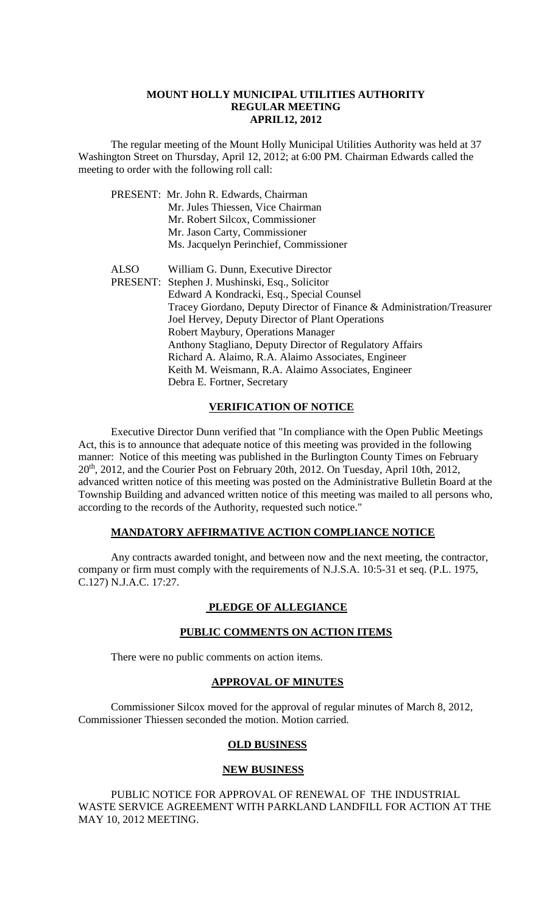# MOUNT HOLLY MUNICIPAL UTILITIES AUTHORITY
## REGULAR MEETING
## APRIL12, 2012

The regular meeting of the Mount Holly Municipal Utilities Authority was held at 37 Washington Street on Thursday, April 12, 2012; at 6:00 PM. Chairman Edwards called the meeting to order with the following roll call:

PRESENT: Mr. John R. Edwards, Chairman
Mr. Jules Thiessen, Vice Chairman
Mr. Robert Silcox, Commissioner
Mr. Jason Carty, Commissioner
Ms. Jacquelyn Perinchief, Commissioner

ALSO PRESENT: William G. Dunn, Executive Director
Stephen J. Mushinski, Esq., Solicitor
Edward A Kondracki, Esq., Special Counsel
Tracey Giordano, Deputy Director of Finance & Administration/Treasurer
Joel Hervey, Deputy Director of Plant Operations
Robert Maybury, Operations Manager
Anthony Stagliano, Deputy Director of Regulatory Affairs
Richard A. Alaimo, R.A. Alaimo Associates, Engineer
Keith M. Weismann, R.A. Alaimo Associates, Engineer
Debra E. Fortner, Secretary

### VERIFICATION OF NOTICE

Executive Director Dunn verified that "In compliance with the Open Public Meetings Act, this is to announce that adequate notice of this meeting was provided in the following manner: Notice of this meeting was published in the Burlington County Times on February 20th, 2012, and the Courier Post on February 20th, 2012. On Tuesday, April 10th, 2012, advanced written notice of this meeting was posted on the Administrative Bulletin Board at the Township Building and advanced written notice of this meeting was mailed to all persons who, according to the records of the Authority, requested such notice."

### MANDATORY AFFIRMATIVE ACTION COMPLIANCE NOTICE

Any contracts awarded tonight, and between now and the next meeting, the contractor, company or firm must comply with the requirements of N.J.S.A. 10:5-31 et seq. (P.L. 1975, C.127) N.J.A.C. 17:27.

### PLEDGE OF ALLEGIANCE

### PUBLIC COMMENTS ON ACTION ITEMS

There were no public comments on action items.

### APPROVAL OF MINUTES

Commissioner Silcox moved for the approval of regular minutes of March 8, 2012, Commissioner Thiessen seconded the motion. Motion carried.

### OLD BUSINESS

### NEW BUSINESS

PUBLIC NOTICE FOR APPROVAL OF RENEWAL OF THE INDUSTRIAL WASTE SERVICE AGREEMENT WITH PARKLAND LANDFILL FOR ACTION AT THE MAY 10, 2012 MEETING.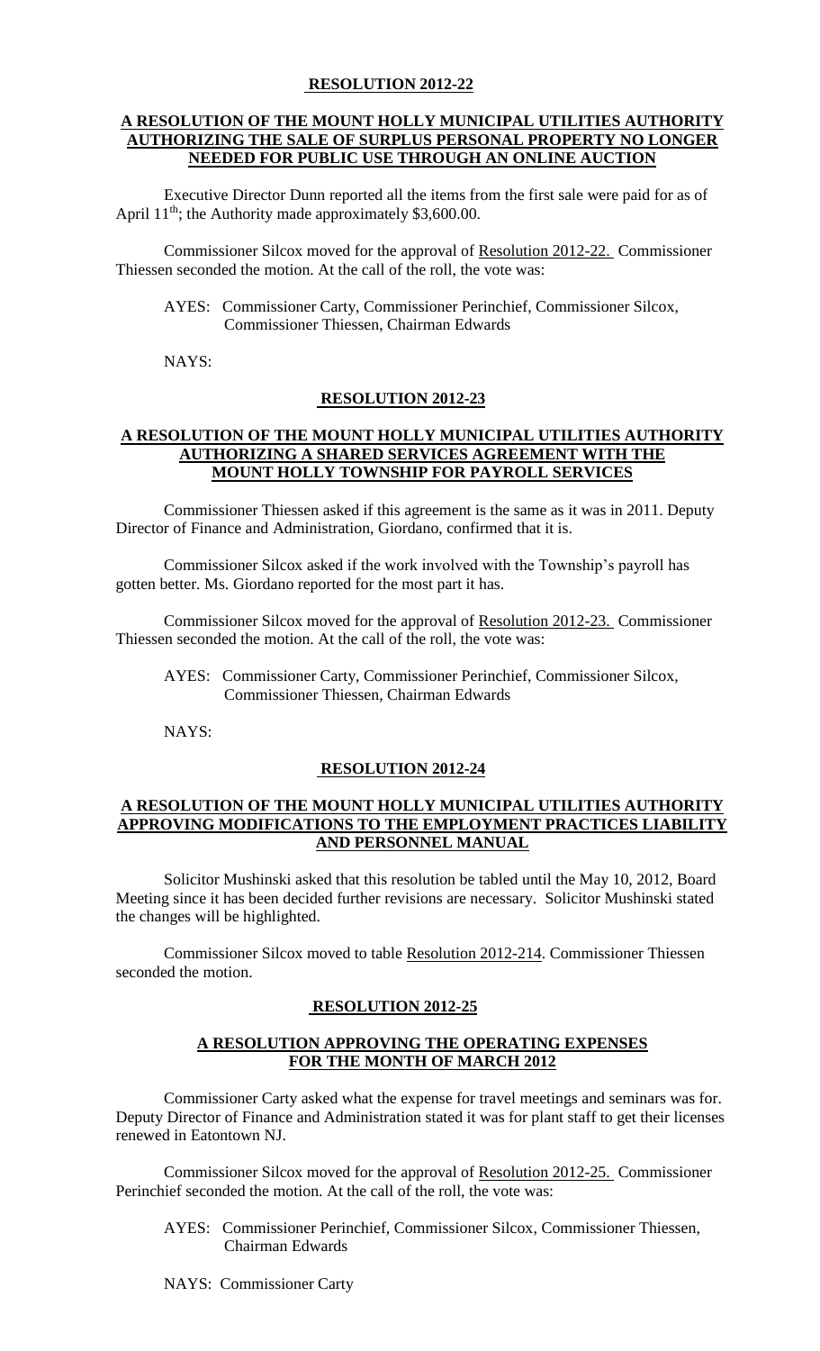**RESOLUTION 2012-22**

**A RESOLUTION OF THE MOUNT HOLLY MUNICIPAL UTILITIES AUTHORITY AUTHORIZING THE SALE OF SURPLUS PERSONAL PROPERTY NO LONGER NEEDED FOR PUBLIC USE THROUGH AN ONLINE AUCTION**

Executive Director Dunn reported all the items from the first sale were paid for as of April 11th; the Authority made approximately $3,600.00.

Commissioner Silcox moved for the approval of Resolution 2012-22. Commissioner Thiessen seconded the motion. At the call of the roll, the vote was:

AYES: Commissioner Carty, Commissioner Perinchief, Commissioner Silcox, Commissioner Thiessen, Chairman Edwards

NAYS:

**RESOLUTION 2012-23**

**A RESOLUTION OF THE MOUNT HOLLY MUNICIPAL UTILITIES AUTHORITY AUTHORIZING A SHARED SERVICES AGREEMENT WITH THE MOUNT HOLLY TOWNSHIP FOR PAYROLL SERVICES**

Commissioner Thiessen asked if this agreement is the same as it was in 2011. Deputy Director of Finance and Administration, Giordano, confirmed that it is.

Commissioner Silcox asked if the work involved with the Township's payroll has gotten better. Ms. Giordano reported for the most part it has.

Commissioner Silcox moved for the approval of Resolution 2012-23. Commissioner Thiessen seconded the motion. At the call of the roll, the vote was:

AYES: Commissioner Carty, Commissioner Perinchief, Commissioner Silcox, Commissioner Thiessen, Chairman Edwards

NAYS:

**RESOLUTION 2012-24**

**A RESOLUTION OF THE MOUNT HOLLY MUNICIPAL UTILITIES AUTHORITY APPROVING MODIFICATIONS TO THE EMPLOYMENT PRACTICES LIABILITY AND PERSONNEL MANUAL**

Solicitor Mushinski asked that this resolution be tabled until the May 10, 2012, Board Meeting since it has been decided further revisions are necessary. Solicitor Mushinski stated the changes will be highlighted.

Commissioner Silcox moved to table Resolution 2012-214. Commissioner Thiessen seconded the motion.

**RESOLUTION 2012-25**

**A RESOLUTION APPROVING THE OPERATING EXPENSES FOR THE MONTH OF MARCH 2012**

Commissioner Carty asked what the expense for travel meetings and seminars was for. Deputy Director of Finance and Administration stated it was for plant staff to get their licenses renewed in Eatontown NJ.

Commissioner Silcox moved for the approval of Resolution 2012-25. Commissioner Perinchief seconded the motion. At the call of the roll, the vote was:

AYES: Commissioner Perinchief, Commissioner Silcox, Commissioner Thiessen, Chairman Edwards

NAYS: Commissioner Carty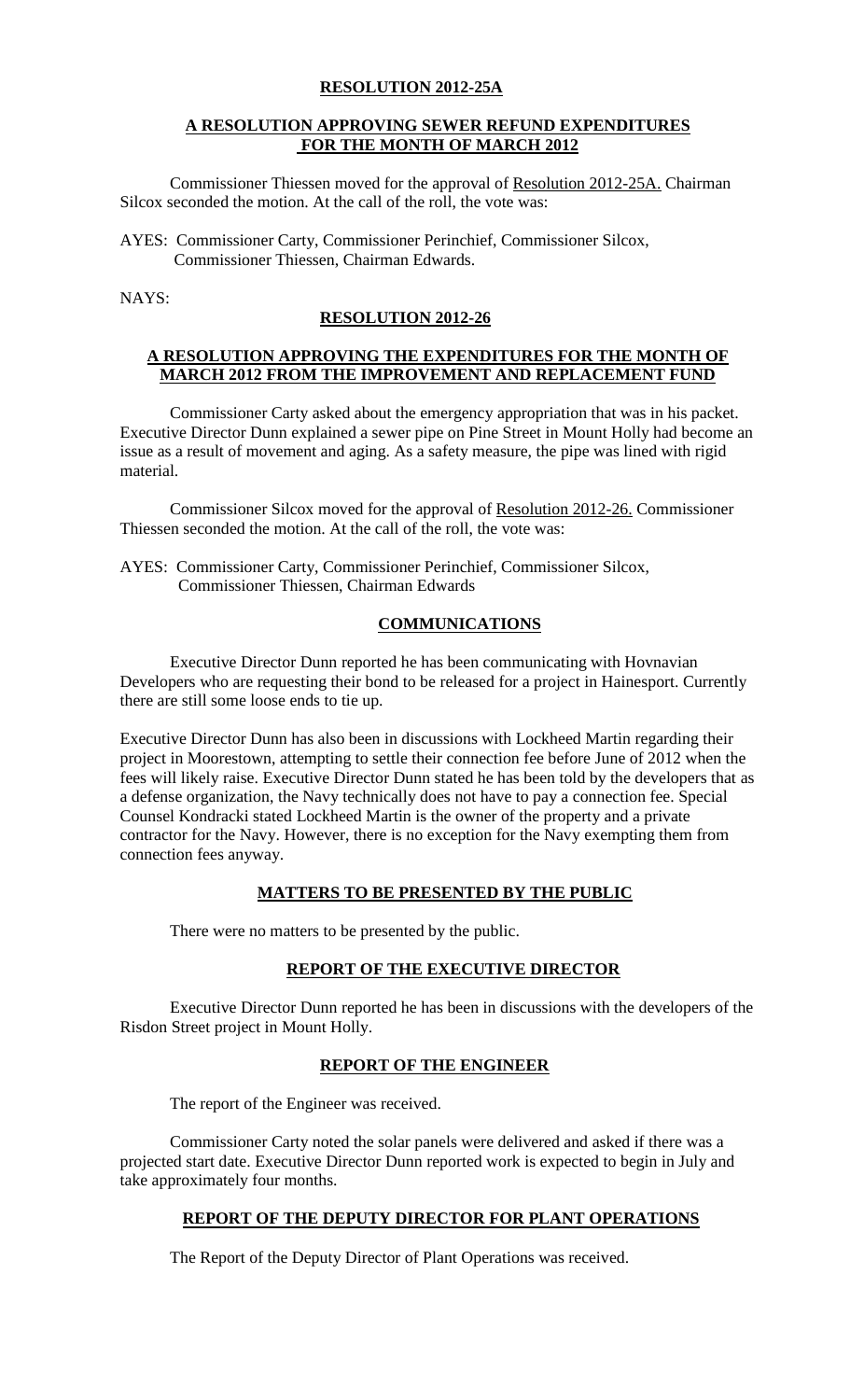**RESOLUTION 2012-25A**

**A RESOLUTION APPROVING SEWER REFUND EXPENDITURES FOR THE MONTH OF MARCH 2012**

Commissioner Thiessen moved for the approval of Resolution 2012-25A. Chairman Silcox seconded the motion. At the call of the roll, the vote was:

AYES: Commissioner Carty, Commissioner Perinchief, Commissioner Silcox, Commissioner Thiessen, Chairman Edwards.

NAYS:

**RESOLUTION 2012-26**

**A RESOLUTION APPROVING THE EXPENDITURES FOR THE MONTH OF MARCH 2012 FROM THE IMPROVEMENT AND REPLACEMENT FUND**

Commissioner Carty asked about the emergency appropriation that was in his packet. Executive Director Dunn explained a sewer pipe on Pine Street in Mount Holly had become an issue as a result of movement and aging. As a safety measure, the pipe was lined with rigid material.

Commissioner Silcox moved for the approval of Resolution 2012-26. Commissioner Thiessen seconded the motion. At the call of the roll, the vote was:

AYES: Commissioner Carty, Commissioner Perinchief, Commissioner Silcox, Commissioner Thiessen, Chairman Edwards

**COMMUNICATIONS**

Executive Director Dunn reported he has been communicating with Hovnavian Developers who are requesting their bond to be released for a project in Hainesport. Currently there are still some loose ends to tie up.

Executive Director Dunn has also been in discussions with Lockheed Martin regarding their project in Moorestown, attempting to settle their connection fee before June of 2012 when the fees will likely raise. Executive Director Dunn stated he has been told by the developers that as a defense organization, the Navy technically does not have to pay a connection fee. Special Counsel Kondracki stated Lockheed Martin is the owner of the property and a private contractor for the Navy. However, there is no exception for the Navy exempting them from connection fees anyway.

**MATTERS TO BE PRESENTED BY THE PUBLIC**

There were no matters to be presented by the public.

**REPORT OF THE EXECUTIVE DIRECTOR**

Executive Director Dunn reported he has been in discussions with the developers of the Risdon Street project in Mount Holly.

**REPORT OF THE ENGINEER**

The report of the Engineer was received.

Commissioner Carty noted the solar panels were delivered and asked if there was a projected start date. Executive Director Dunn reported work is expected to begin in July and take approximately four months.

**REPORT OF THE DEPUTY DIRECTOR FOR PLANT OPERATIONS**

The Report of the Deputy Director of Plant Operations was received.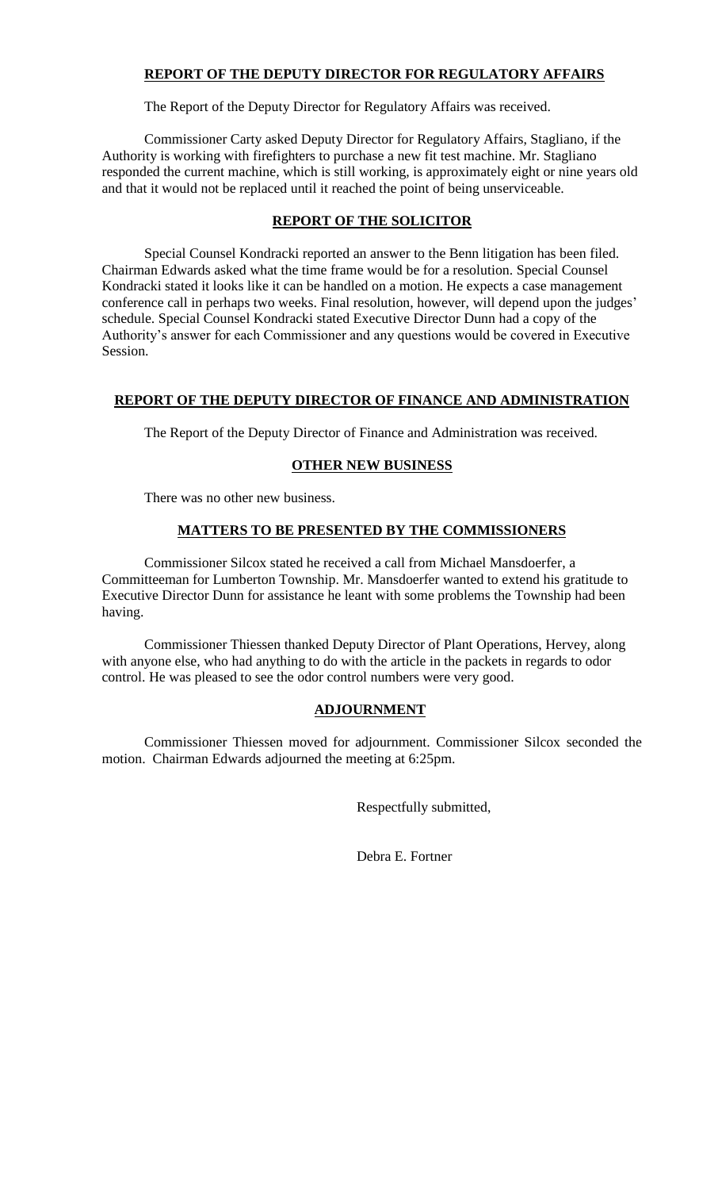## REPORT OF THE DEPUTY DIRECTOR FOR REGULATORY AFFAIRS

The Report of the Deputy Director for Regulatory Affairs was received.

Commissioner Carty asked Deputy Director for Regulatory Affairs, Stagliano, if the Authority is working with firefighters to purchase a new fit test machine. Mr. Stagliano responded the current machine, which is still working, is approximately eight or nine years old and that it would not be replaced until it reached the point of being unserviceable.

## REPORT OF THE SOLICITOR

Special Counsel Kondracki reported an answer to the Benn litigation has been filed. Chairman Edwards asked what the time frame would be for a resolution. Special Counsel Kondracki stated it looks like it can be handled on a motion. He expects a case management conference call in perhaps two weeks. Final resolution, however, will depend upon the judges' schedule. Special Counsel Kondracki stated Executive Director Dunn had a copy of the Authority's answer for each Commissioner and any questions would be covered in Executive Session.

## REPORT OF THE DEPUTY DIRECTOR OF FINANCE AND ADMINISTRATION

The Report of the Deputy Director of Finance and Administration was received.

## OTHER NEW BUSINESS

There was no other new business.

## MATTERS TO BE PRESENTED BY THE COMMISSIONERS

Commissioner Silcox stated he received a call from Michael Mansdoerfer, a Committeeman for Lumberton Township. Mr. Mansdoerfer wanted to extend his gratitude to Executive Director Dunn for assistance he leant with some problems the Township had been having.

Commissioner Thiessen thanked Deputy Director of Plant Operations, Hervey, along with anyone else, who had anything to do with the article in the packets in regards to odor control. He was pleased to see the odor control numbers were very good.

## ADJOURNMENT

Commissioner Thiessen moved for adjournment. Commissioner Silcox seconded the motion. Chairman Edwards adjourned the meeting at 6:25pm.

Respectfully submitted,

Debra E. Fortner